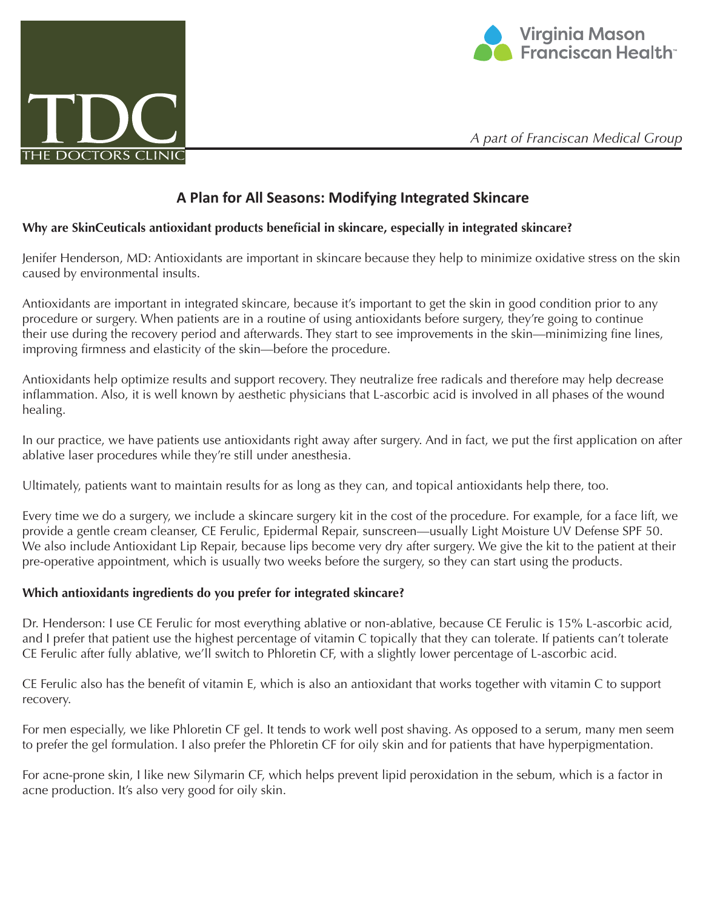TDC THE DOCTORS CLINIC

Virginia Mason Franciscan Health™

*A part of Franciscan Medical Group*

## A Plan for All Seasons: Modifying Integrated Skincare

**Why are SkinCeuticals antioxidant products beneficial in skincare, especially in integrated skincare?**

Jenifer Henderson, MD: Antioxidants are important in skincare because they help to minimize oxidative stress on the skin caused by environmental insults.

Antioxidants are important in integrated skincare, because it's important to get the skin in good condition prior to any procedure or surgery. When patients are in a routine of using antioxidants before surgery, they're going to continue their use during the recovery period and afterwards. They start to see improvements in the skin—minimizing fine lines, improving firmness and elasticity of the skin—before the procedure.

Antioxidants help optimize results and support recovery. They neutralize free radicals and therefore may help decrease inflammation. Also, it is well known by aesthetic physicians that L-ascorbic acid is involved in all phases of the wound healing.

In our practice, we have patients use antioxidants right away after surgery. And in fact, we put the first application on after ablative laser procedures while they're still under anesthesia.

Ultimately, patients want to maintain results for as long as they can, and topical antioxidants help there, too.

Every time we do a surgery, we include a skincare surgery kit in the cost of the procedure. For example, for a face lift, we provide a gentle cream cleanser, CE Ferulic, Epidermal Repair, sunscreen—usually Light Moisture UV Defense SPF 50. We also include Antioxidant Lip Repair, because lips become very dry after surgery. We give the kit to the patient at their pre-operative appointment, which is usually two weeks before the surgery, so they can start using the products.

**Which antioxidants ingredients do you prefer for integrated skincare?**

Dr. Henderson: I use CE Ferulic for most everything ablative or non-ablative, because CE Ferulic is 15% L-ascorbic acid, and I prefer that patient use the highest percentage of vitamin C topically that they can tolerate. If patients can't tolerate CE Ferulic after fully ablative, we'll switch to Phloretin CF, with a slightly lower percentage of L-ascorbic acid.

CE Ferulic also has the benefit of vitamin E, which is also an antioxidant that works together with vitamin C to support recovery.

For men especially, we like Phloretin CF gel. It tends to work well post shaving. As opposed to a serum, many men seem to prefer the gel formulation. I also prefer the Phloretin CF for oily skin and for patients that have hyperpigmentation.

For acne-prone skin, I like new Silymarin CF, which helps prevent lipid peroxidation in the sebum, which is a factor in acne production. It's also very good for oily skin.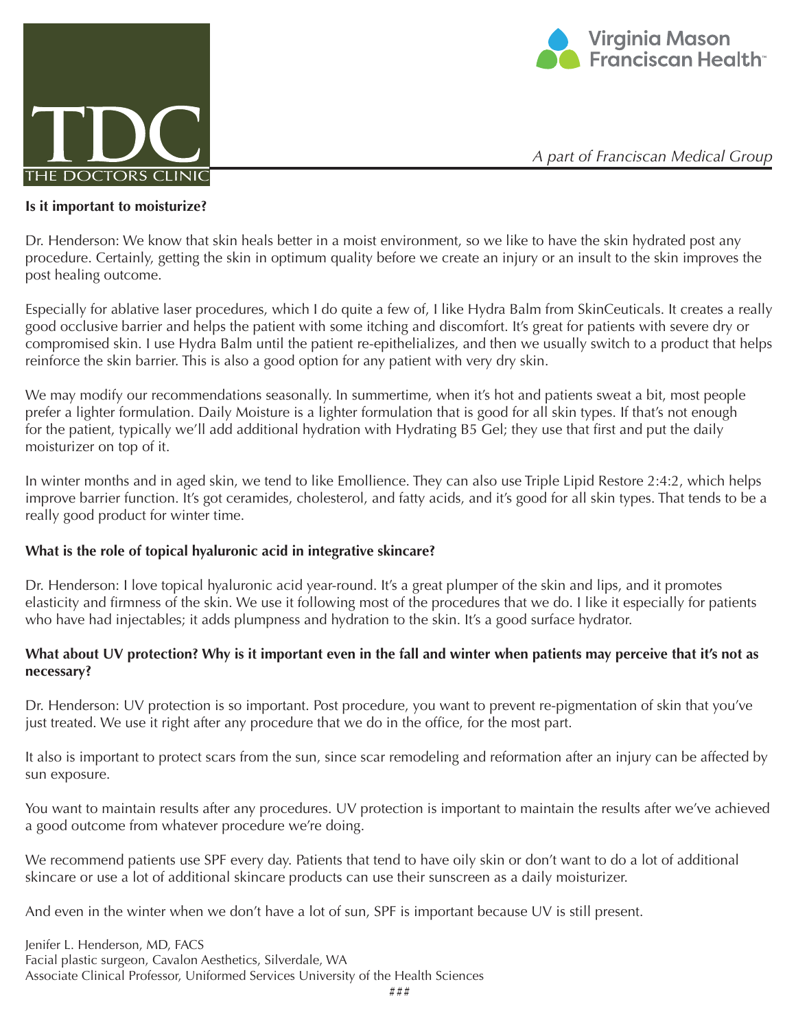**Is it important to moisturize?**

Dr. Henderson: We know that skin heals better in a moist environment, so we like to have the skin hydrated post any procedure. Certainly, getting the skin in optimum quality before we create an injury or an insult to the skin improves the post healing outcome.

Especially for ablative laser procedures, which I do quite a few of, I like Hydra Balm from SkinCeuticals. It creates a really good occlusive barrier and helps the patient with some itching and discomfort. It's great for patients with severe dry or compromised skin. I use Hydra Balm until the patient re-epithelializes, and then we usually switch to a product that helps reinforce the skin barrier. This is also a good option for any patient with very dry skin.

We may modify our recommendations seasonally. In summertime, when it's hot and patients sweat a bit, most people prefer a lighter formulation. Daily Moisture is a lighter formulation that is good for all skin types. If that's not enough for the patient, typically we'll add additional hydration with Hydrating B5 Gel; they use that first and put the daily moisturizer on top of it.

In winter months and in aged skin, we tend to like Emollience. They can also use Triple Lipid Restore 2:4:2, which helps improve barrier function. It's got ceramides, cholesterol, and fatty acids, and it's good for all skin types. That tends to be a really good product for winter time.

**What is the role of topical hyaluronic acid in integrative skincare?**

Dr. Henderson: I love topical hyaluronic acid year-round. It's a great plumper of the skin and lips, and it promotes elasticity and firmness of the skin. We use it following most of the procedures that we do. I like it especially for patients who have had injectables; it adds plumpness and hydration to the skin. It's a good surface hydrator.

**What about UV protection? Why is it important even in the fall and winter when patients may perceive that it's not as necessary?**

Dr. Henderson: UV protection is so important. Post procedure, you want to prevent re-pigmentation of skin that you've just treated. We use it right after any procedure that we do in the office, for the most part.

It also is important to protect scars from the sun, since scar remodeling and reformation after an injury can be affected by sun exposure.

You want to maintain results after any procedures. UV protection is important to maintain the results after we've achieved a good outcome from whatever procedure we're doing.

We recommend patients use SPF every day. Patients that tend to have oily skin or don't want to do a lot of additional skincare or use a lot of additional skincare products can use their sunscreen as a daily moisturizer.

And even in the winter when we don't have a lot of sun, SPF is important because UV is still present.

Jenifer L. Henderson, MD, FACS
Facial plastic surgeon, Cavalon Aesthetics, Silverdale, WA
Associate Clinical Professor, Uniformed Services University of the Health Sciences

###